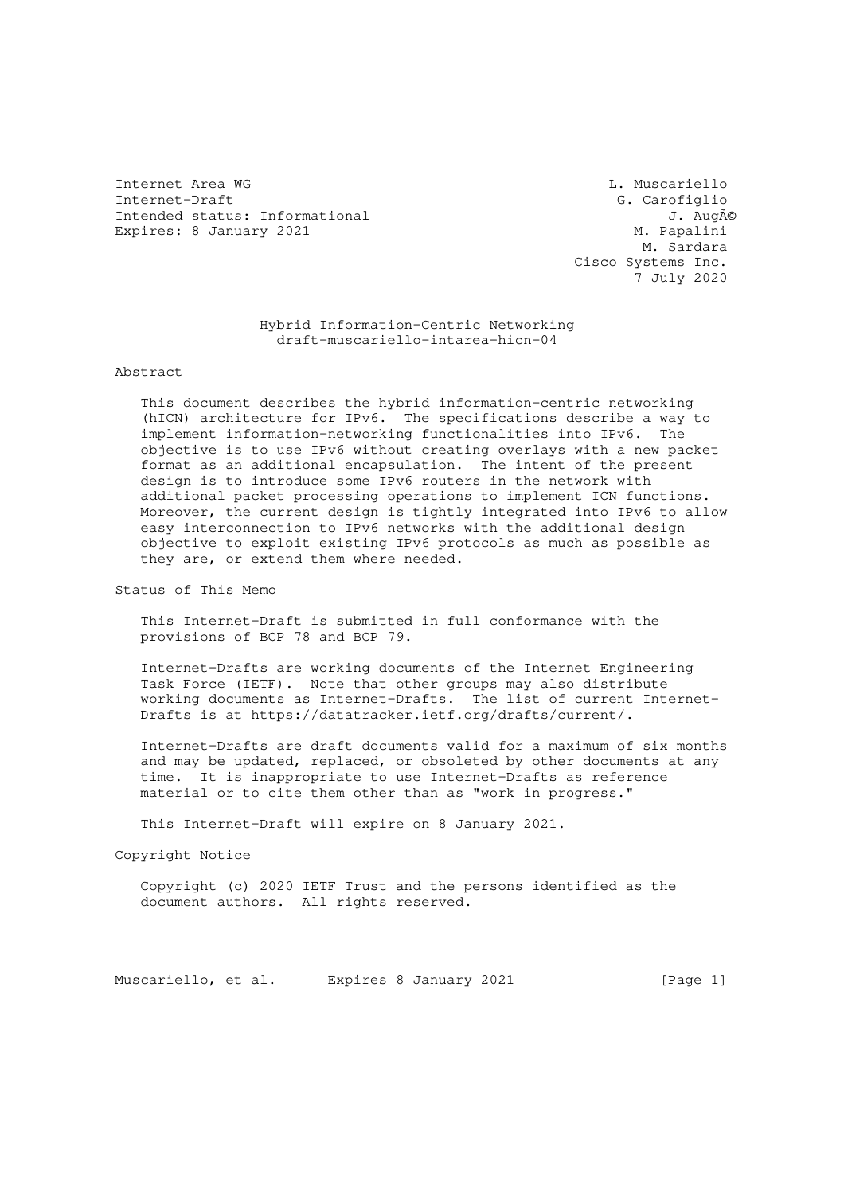Internet Area WG L. Muscariello
Internet-Draft G. Carofiglio
Intended status: Informational J. AugÃ©
Expires: 8 January 2021 M. Papalini
M. Sardara
Cisco Systems Inc.
7 July 2020

# Hybrid Information-Centric Networking
draft-muscariello-intarea-hicn-04

## Abstract

This document describes the hybrid information-centric networking (hICN) architecture for IPv6. The specifications describe a way to implement information-networking functionalities into IPv6. The objective is to use IPv6 without creating overlays with a new packet format as an additional encapsulation. The intent of the present design is to introduce some IPv6 routers in the network with additional packet processing operations to implement ICN functions. Moreover, the current design is tightly integrated into IPv6 to allow easy interconnection to IPv6 networks with the additional design objective to exploit existing IPv6 protocols as much as possible as they are, or extend them where needed.

## Status of This Memo

This Internet-Draft is submitted in full conformance with the provisions of BCP 78 and BCP 79.

Internet-Drafts are working documents of the Internet Engineering Task Force (IETF). Note that other groups may also distribute working documents as Internet-Drafts. The list of current Internet-Drafts is at https://datatracker.ietf.org/drafts/current/.

Internet-Drafts are draft documents valid for a maximum of six months and may be updated, replaced, or obsoleted by other documents at any time. It is inappropriate to use Internet-Drafts as reference material or to cite them other than as "work in progress."

This Internet-Draft will expire on 8 January 2021.

## Copyright Notice

Copyright (c) 2020 IETF Trust and the persons identified as the document authors. All rights reserved.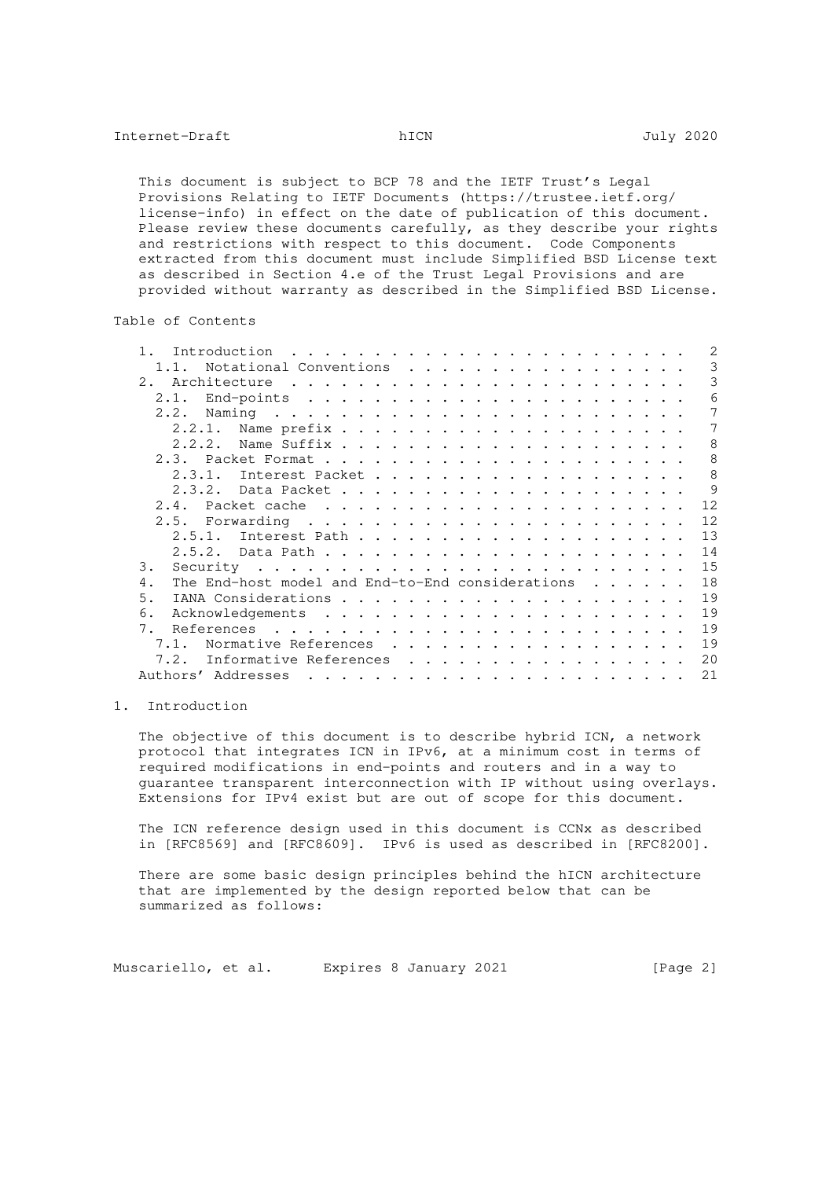This document is subject to BCP 78 and the IETF Trust's Legal Provisions Relating to IETF Documents (https://trustee.ietf.org/license-info) in effect on the date of publication of this document. Please review these documents carefully, as they describe your rights and restrictions with respect to this document. Code Components extracted from this document must include Simplified BSD License text as described in Section 4.e of the Trust Legal Provisions and are provided without warranty as described in the Simplified BSD License.

## Table of Contents

```
   1.  Introduction  . . . . . . . . . . . . . . . . . . . . . . . .   2
     1.1.  Notational Conventions  . . . . . . . . . . . . . . . . .   3
   2.  Architecture  . . . . . . . . . . . . . . . . . . . . . . . .   3
     2.1.  End-points  . . . . . . . . . . . . . . . . . . . . . . .   6
     2.2.  Naming  . . . . . . . . . . . . . . . . . . . . . . . . .   7
       2.2.1.  Name prefix . . . . . . . . . . . . . . . . . . . . .   7
       2.2.2.  Name Suffix . . . . . . . . . . . . . . . . . . . . .   8
     2.3.  Packet Format . . . . . . . . . . . . . . . . . . . . . .   8
       2.3.1.  Interest Packet . . . . . . . . . . . . . . . . . . .   8
       2.3.2.  Data Packet . . . . . . . . . . . . . . . . . . . . .   9
     2.4.  Packet cache  . . . . . . . . . . . . . . . . . . . . . .  12
     2.5.  Forwarding  . . . . . . . . . . . . . . . . . . . . . . .  12
       2.5.1.  Interest Path . . . . . . . . . . . . . . . . . . . .  13
       2.5.2.  Data Path . . . . . . . . . . . . . . . . . . . . . .  14
   3.  Security  . . . . . . . . . . . . . . . . . . . . . . . . . .  15
   4.  The End-host model and End-to-End considerations  . . . . . .  18
   5.  IANA Considerations . . . . . . . . . . . . . . . . . . . . .  19
   6.  Acknowledgements  . . . . . . . . . . . . . . . . . . . . . .  19
   7.  References  . . . . . . . . . . . . . . . . . . . . . . . . .  19
     7.1.  Normative References  . . . . . . . . . . . . . . . . . .  19
     7.2.  Informative References  . . . . . . . . . . . . . . . . .  20
   Authors' Addresses  . . . . . . . . . . . . . . . . . . . . . . .  21
```

## 1. Introduction

The objective of this document is to describe hybrid ICN, a network protocol that integrates ICN in IPv6, at a minimum cost in terms of required modifications in end-points and routers and in a way to guarantee transparent interconnection with IP without using overlays. Extensions for IPv4 exist but are out of scope for this document.

The ICN reference design used in this document is CCNx as described in [RFC8569] and [RFC8609]. IPv6 is used as described in [RFC8200].

There are some basic design principles behind the hICN architecture that are implemented by the design reported below that can be summarized as follows: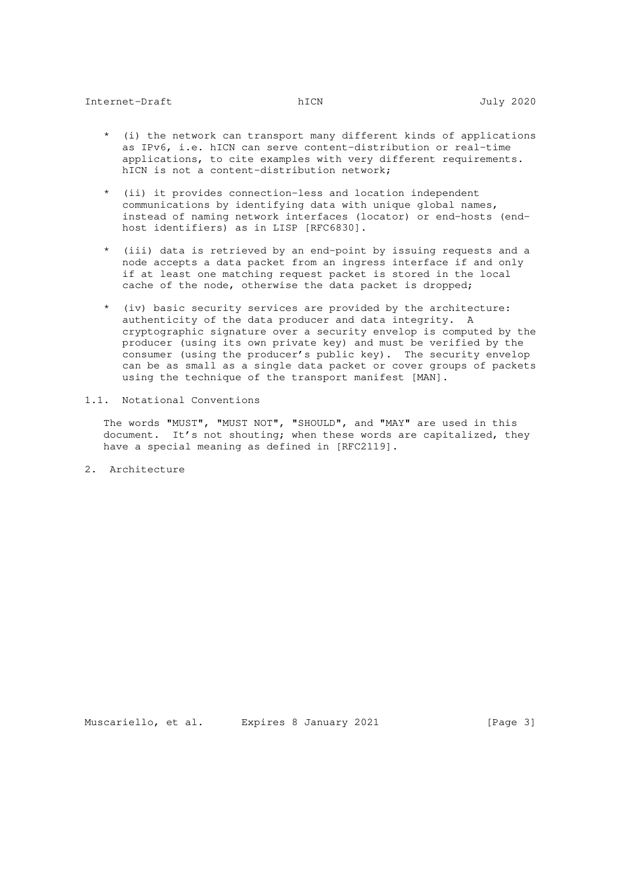* (i) the network can transport many different kinds of applications as IPv6, i.e. hICN can serve content-distribution or real-time applications, to cite examples with very different requirements. hICN is not a content-distribution network;

* (ii) it provides connection-less and location independent communications by identifying data with unique global names, instead of naming network interfaces (locator) or end-hosts (end-host identifiers) as in LISP [RFC6830].

* (iii) data is retrieved by an end-point by issuing requests and a node accepts a data packet from an ingress interface if and only if at least one matching request packet is stored in the local cache of the node, otherwise the data packet is dropped;

* (iv) basic security services are provided by the architecture: authenticity of the data producer and data integrity. A cryptographic signature over a security envelop is computed by the producer (using its own private key) and must be verified by the consumer (using the producer's public key). The security envelop can be as small as a single data packet or cover groups of packets using the technique of the transport manifest [MAN].

## 1.1. Notational Conventions

The words "MUST", "MUST NOT", "SHOULD", and "MAY" are used in this document. It's not shouting; when these words are capitalized, they have a special meaning as defined in [RFC2119].

# 2. Architecture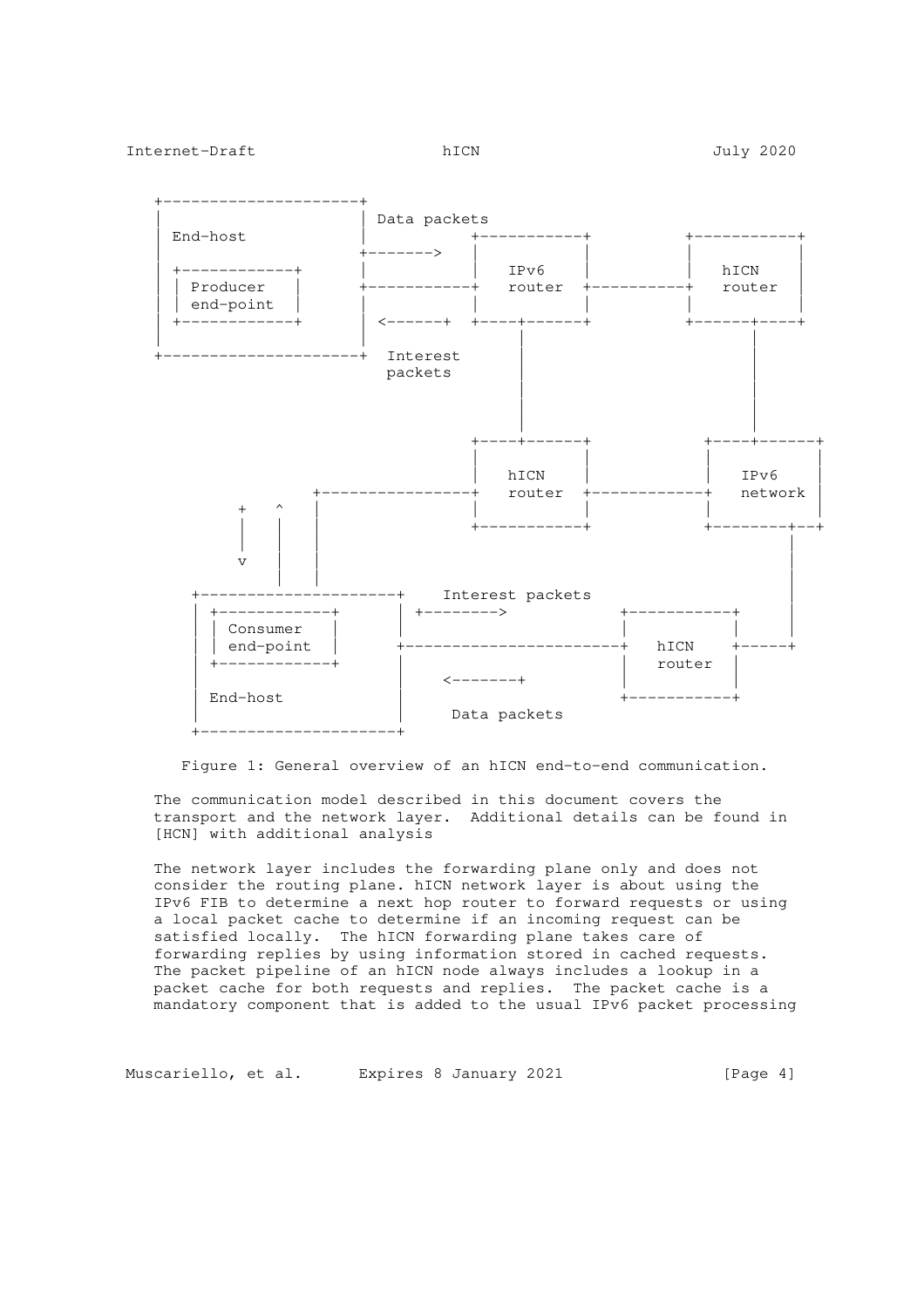```
   +---------------------+
   |                     | Data packets
   | End-host            |                +-----------+        +-----------+
   |                     +------->        |           |        |           |
   | +------------+      |                |   IPv6    |        |   hICN    |
   | | Producer   |      +----------------+   router  +--------+   router  |
   | | end-point  |      |                |           |        |           |
   | +------------+      | <------+       +----+------+        +------+----+
   |                     |                     |                      |
   +---------------------+  Interest           |                      |
                             packets           |                      |
                                               |                      |
                                               |                      |
                                               |                      |
                                          +----+------+          +----+------+
                                          |           |          |           |
                                          |   hICN    |          |   IPv6    |
                       +------------------+   router  +----------+   network |
            +   ^   |                     |           |          |           |
            |   |   |                     +-----------+          +--------+--+
            |   |   |                                                     |
            v   |   |                                                     |
                |   |                                                     |
         +----------------------+    Interest packets                     |
         | +------------+       | +-------->          +-----------+       |
         | | Consumer   |       |                     |           |       |
         | | end-point  |       +---------------------+   hICN    +-------+
         | +------------+       |                     |   router  |
         |                      |     <-------+       |           |
         | End-host             |                     +-----------+
         |                      |      Data packets
         +----------------------+
```

Figure 1: General overview of an hICN end-to-end communication.

The communication model described in this document covers the transport and the network layer. Additional details can be found in [HCN] with additional analysis

The network layer includes the forwarding plane only and does not consider the routing plane. hICN network layer is about using the IPv6 FIB to determine a next hop router to forward requests or using a local packet cache to determine if an incoming request can be satisfied locally. The hICN forwarding plane takes care of forwarding replies by using information stored in cached requests. The packet pipeline of an hICN node always includes a lookup in a packet cache for both requests and replies. The packet cache is a mandatory component that is added to the usual IPv6 packet processing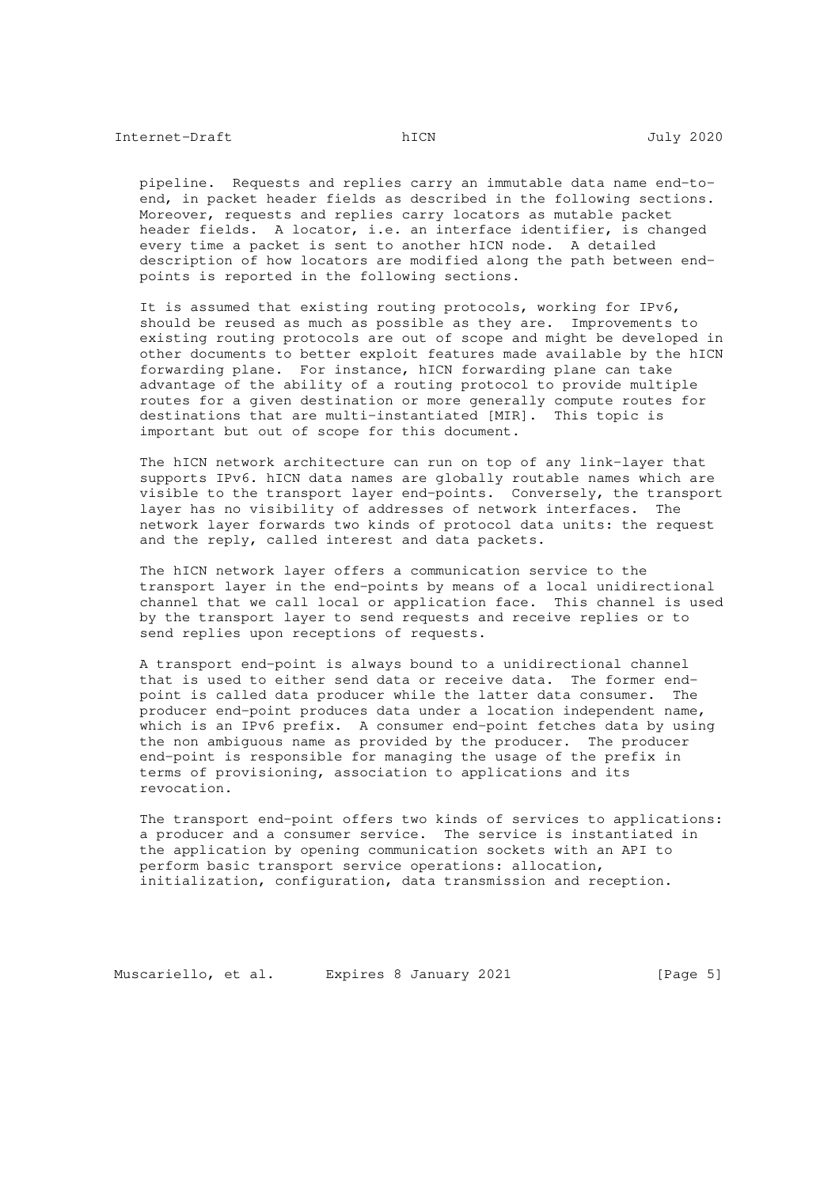pipeline. Requests and replies carry an immutable data name end-to-end, in packet header fields as described in the following sections. Moreover, requests and replies carry locators as mutable packet header fields. A locator, i.e. an interface identifier, is changed every time a packet is sent to another hICN node. A detailed description of how locators are modified along the path between end-points is reported in the following sections.

It is assumed that existing routing protocols, working for IPv6, should be reused as much as possible as they are. Improvements to existing routing protocols are out of scope and might be developed in other documents to better exploit features made available by the hICN forwarding plane. For instance, hICN forwarding plane can take advantage of the ability of a routing protocol to provide multiple routes for a given destination or more generally compute routes for destinations that are multi-instantiated [MIR]. This topic is important but out of scope for this document.

The hICN network architecture can run on top of any link-layer that supports IPv6. hICN data names are globally routable names which are visible to the transport layer end-points. Conversely, the transport layer has no visibility of addresses of network interfaces. The network layer forwards two kinds of protocol data units: the request and the reply, called interest and data packets.

The hICN network layer offers a communication service to the transport layer in the end-points by means of a local unidirectional channel that we call local or application face. This channel is used by the transport layer to send requests and receive replies or to send replies upon receptions of requests.

A transport end-point is always bound to a unidirectional channel that is used to either send data or receive data. The former end-point is called data producer while the latter data consumer. The producer end-point produces data under a location independent name, which is an IPv6 prefix. A consumer end-point fetches data by using the non ambiguous name as provided by the producer. The producer end-point is responsible for managing the usage of the prefix in terms of provisioning, association to applications and its revocation.

The transport end-point offers two kinds of services to applications: a producer and a consumer service. The service is instantiated in the application by opening communication sockets with an API to perform basic transport service operations: allocation, initialization, configuration, data transmission and reception.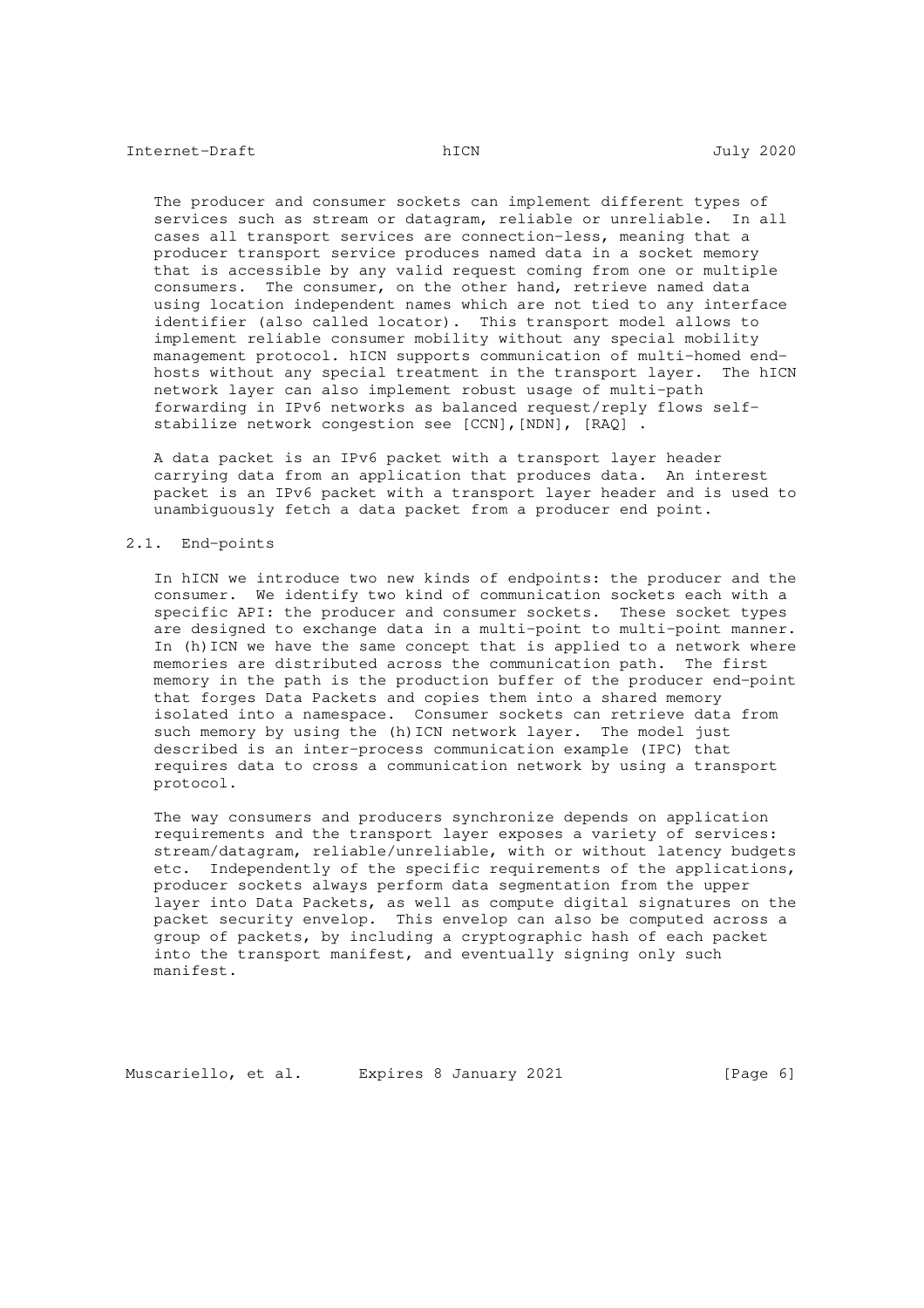The producer and consumer sockets can implement different types of services such as stream or datagram, reliable or unreliable. In all cases all transport services are connection-less, meaning that a producer transport service produces named data in a socket memory that is accessible by any valid request coming from one or multiple consumers. The consumer, on the other hand, retrieve named data using location independent names which are not tied to any interface identifier (also called locator). This transport model allows to implement reliable consumer mobility without any special mobility management protocol. hICN supports communication of multi-homed end-hosts without any special treatment in the transport layer. The hICN network layer can also implement robust usage of multi-path forwarding in IPv6 networks as balanced request/reply flows self-stabilize network congestion see [CCN],[NDN], [RAQ] .

A data packet is an IPv6 packet with a transport layer header carrying data from an application that produces data. An interest packet is an IPv6 packet with a transport layer header and is used to unambiguously fetch a data packet from a producer end point.

## 2.1. End-points

In hICN we introduce two new kinds of endpoints: the producer and the consumer. We identify two kind of communication sockets each with a specific API: the producer and consumer sockets. These socket types are designed to exchange data in a multi-point to multi-point manner. In (h)ICN we have the same concept that is applied to a network where memories are distributed across the communication path. The first memory in the path is the production buffer of the producer end-point that forges Data Packets and copies them into a shared memory isolated into a namespace. Consumer sockets can retrieve data from such memory by using the (h)ICN network layer. The model just described is an inter-process communication example (IPC) that requires data to cross a communication network by using a transport protocol.

The way consumers and producers synchronize depends on application requirements and the transport layer exposes a variety of services: stream/datagram, reliable/unreliable, with or without latency budgets etc. Independently of the specific requirements of the applications, producer sockets always perform data segmentation from the upper layer into Data Packets, as well as compute digital signatures on the packet security envelop. This envelop can also be computed across a group of packets, by including a cryptographic hash of each packet into the transport manifest, and eventually signing only such manifest.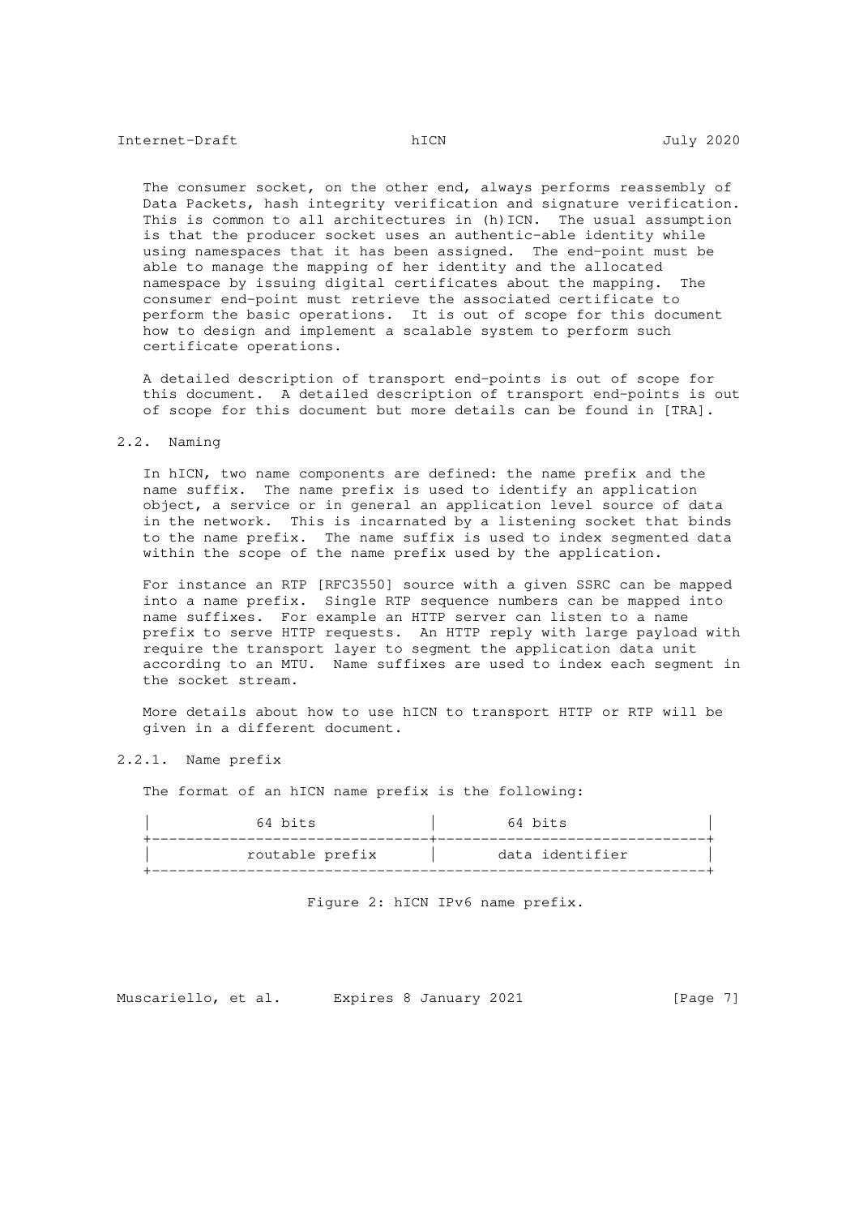The consumer socket, on the other end, always performs reassembly of Data Packets, hash integrity verification and signature verification. This is common to all architectures in (h)ICN. The usual assumption is that the producer socket uses an authentic-able identity while using namespaces that it has been assigned. The end-point must be able to manage the mapping of her identity and the allocated namespace by issuing digital certificates about the mapping. The consumer end-point must retrieve the associated certificate to perform the basic operations. It is out of scope for this document how to design and implement a scalable system to perform such certificate operations.

A detailed description of transport end-points is out of scope for this document. A detailed description of transport end-points is out of scope for this document but more details can be found in [TRA].

### 2.2. Naming

In hICN, two name components are defined: the name prefix and the name suffix. The name prefix is used to identify an application object, a service or in general an application level source of data in the network. This is incarnated by a listening socket that binds to the name prefix. The name suffix is used to index segmented data within the scope of the name prefix used by the application.

For instance an RTP [RFC3550] source with a given SSRC can be mapped into a name prefix. Single RTP sequence numbers can be mapped into name suffixes. For example an HTTP server can listen to a name prefix to serve HTTP requests. An HTTP reply with large payload with require the transport layer to segment the application data unit according to an MTU. Name suffixes are used to index each segment in the socket stream.

More details about how to use hICN to transport HTTP or RTP will be given in a different document.

#### 2.2.1. Name prefix

The format of an hICN name prefix is the following:

```
|            64 bits             |          64 bits               |
+--------------------------------+--------------------------------+
|          routable prefix       |        data identifier         |
+-----------------------------------------------------------------+
```

Figure 2: hICN IPv6 name prefix.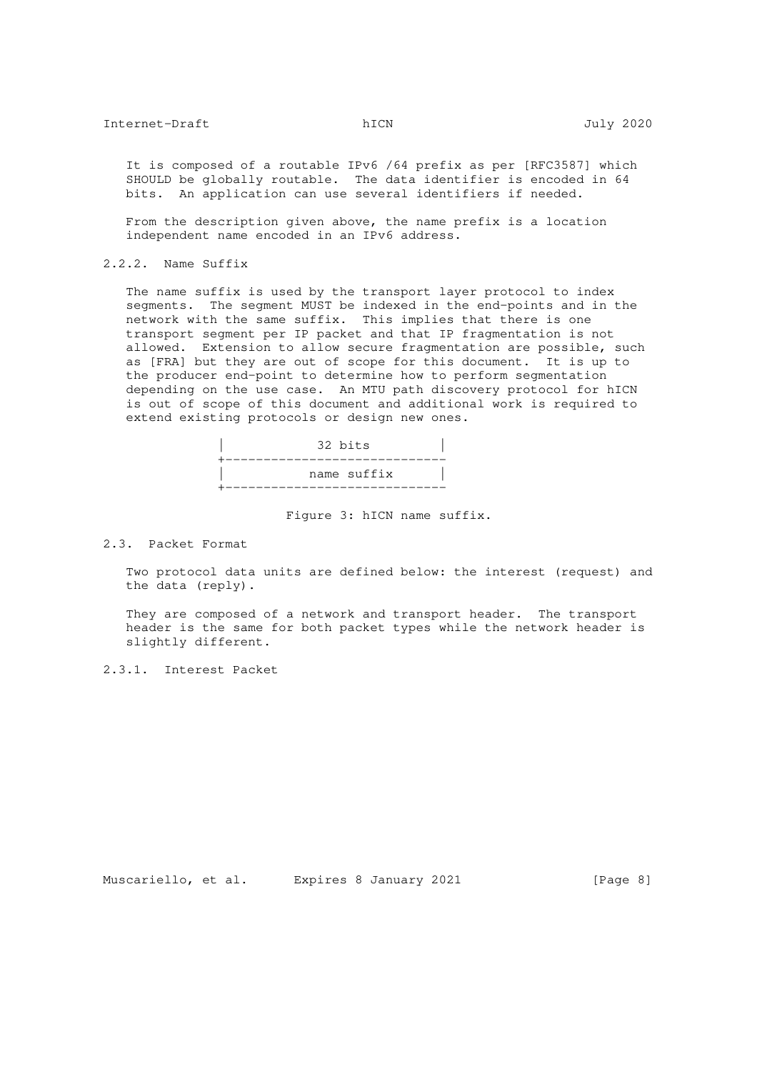It is composed of a routable IPv6 /64 prefix as per [RFC3587] which SHOULD be globally routable. The data identifier is encoded in 64 bits. An application can use several identifiers if needed.

From the description given above, the name prefix is a location independent name encoded in an IPv6 address.

### 2.2.2. Name Suffix

The name suffix is used by the transport layer protocol to index segments. The segment MUST be indexed in the end-points and in the network with the same suffix. This implies that there is one transport segment per IP packet and that IP fragmentation is not allowed. Extension to allow secure fragmentation are possible, such as [FRA] but they are out of scope for this document. It is up to the producer end-point to determine how to perform segmentation depending on the use case. An MTU path discovery protocol for hICN is out of scope of this document and additional work is required to extend existing protocols or design new ones.

```
|          32 bits           |
+----------------------------
|        name suffix         |
+----------------------------
```

Figure 3: hICN name suffix.

## 2.3. Packet Format

Two protocol data units are defined below: the interest (request) and the data (reply).

They are composed of a network and transport header. The transport header is the same for both packet types while the network header is slightly different.

### 2.3.1. Interest Packet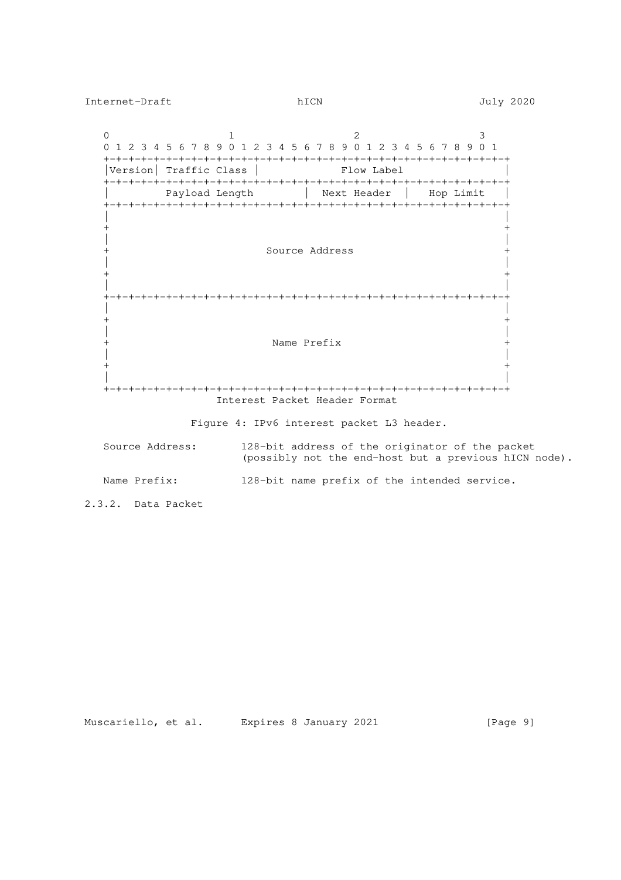```
    0                   1                   2                   3
    0 1 2 3 4 5 6 7 8 9 0 1 2 3 4 5 6 7 8 9 0 1 2 3 4 5 6 7 8 9 0 1
   +-+-+-+-+-+-+-+-+-+-+-+-+-+-+-+-+-+-+-+-+-+-+-+-+-+-+-+-+-+-+-+-+
   |Version| Traffic Class |           Flow Label                  |
   +-+-+-+-+-+-+-+-+-+-+-+-+-+-+-+-+-+-+-+-+-+-+-+-+-+-+-+-+-+-+-+-+
   |         Payload Length        |  Next Header  |   Hop Limit   |
   +-+-+-+-+-+-+-+-+-+-+-+-+-+-+-+-+-+-+-+-+-+-+-+-+-+-+-+-+-+-+-+-+
   |                                                               |
   +                                                               +
   |                                                               |
   +                         Source Address                        +
   |                                                               |
   +                                                               +
   |                                                               |
   +-+-+-+-+-+-+-+-+-+-+-+-+-+-+-+-+-+-+-+-+-+-+-+-+-+-+-+-+-+-+-+-+
   |                                                               |
   +                                                               +
   |                                                               |
   +                          Name Prefix                          +
   |                                                               |
   +                                                               +
   |                                                               |
   +-+-+-+-+-+-+-+-+-+-+-+-+-+-+-+-+-+-+-+-+-+-+-+-+-+-+-+-+-+-+-+-+
                    Interest Packet Header Format
```

Figure 4: IPv6 interest packet L3 header.

Source Address: 128-bit address of the originator of the packet (possibly not the end-host but a previous hICN node).

Name Prefix: 128-bit name prefix of the intended service.

### 2.3.2. Data Packet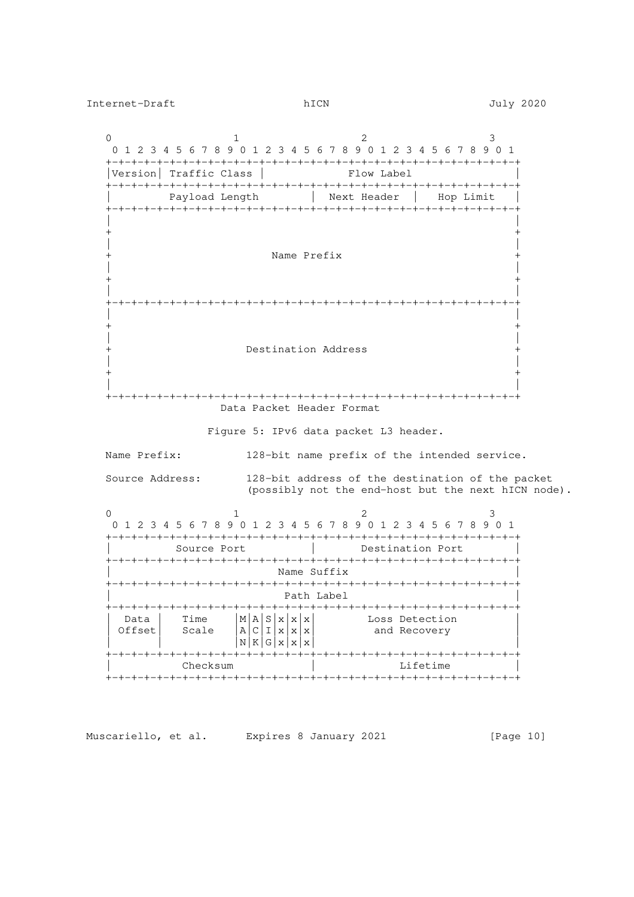```
    0                   1                   2                   3
     0 1 2 3 4 5 6 7 8 9 0 1 2 3 4 5 6 7 8 9 0 1 2 3 4 5 6 7 8 9 0 1
    +-+-+-+-+-+-+-+-+-+-+-+-+-+-+-+-+-+-+-+-+-+-+-+-+-+-+-+-+-+-+-+-+
    |Version| Traffic Class |           Flow Label                  |
    +-+-+-+-+-+-+-+-+-+-+-+-+-+-+-+-+-+-+-+-+-+-+-+-+-+-+-+-+-+-+-+-+
    |         Payload Length        |  Next Header  |   Hop Limit   |
    +-+-+-+-+-+-+-+-+-+-+-+-+-+-+-+-+-+-+-+-+-+-+-+-+-+-+-+-+-+-+-+-+
    |                                                               |
    +                                                               +
    |                                                               |
    +                         Name Prefix                           +
    |                                                               |
    +                                                               +
    |                                                               |
    +-+-+-+-+-+-+-+-+-+-+-+-+-+-+-+-+-+-+-+-+-+-+-+-+-+-+-+-+-+-+-+-+
    |                                                               |
    +                                                               +
    |                                                               |
    +                      Destination Address                      +
    |                                                               |
    +                                                               +
    |                                                               |
    +-+-+-+-+-+-+-+-+-+-+-+-+-+-+-+-+-+-+-+-+-+-+-+-+-+-+-+-+-+-+-+-+
                      Data Packet Header Format
```

Figure 5: IPv6 data packet L3 header.

```
   Name Prefix:          128-bit name prefix of the intended service.

   Source Address:       128-bit address of the destination of the packet
                         (possibly not the end-host but the next hICN node).
```

```
    0                   1                   2                   3
     0 1 2 3 4 5 6 7 8 9 0 1 2 3 4 5 6 7 8 9 0 1 2 3 4 5 6 7 8 9 0 1
    +-+-+-+-+-+-+-+-+-+-+-+-+-+-+-+-+-+-+-+-+-+-+-+-+-+-+-+-+-+-+-+-+
    |          Source Port          |       Destination Port        |
    +-+-+-+-+-+-+-+-+-+-+-+-+-+-+-+-+-+-+-+-+-+-+-+-+-+-+-+-+-+-+-+-+
    |                          Name Suffix                          |
    +-+-+-+-+-+-+-+-+-+-+-+-+-+-+-+-+-+-+-+-+-+-+-+-+-+-+-+-+-+-+-+-+
    |                          Path Label                           |
    +-+-+-+-+-+-+-+-+-+-+-+-+-+-+-+-+-+-+-+-+-+-+-+-+-+-+-+-+-+-+-+-+
    |  Data |   Time    |M|A|S|x|x|x|        Loss Detection         |
    | Offset|   Scale   |A|C|I|x|x|x|         and Recovery          |
    |       |           |N|K|G|x|x|x|                               |
    +-+-+-+-+-+-+-+-+-+-+-+-+-+-+-+-+-+-+-+-+-+-+-+-+-+-+-+-+-+-+-+-+
    |           Checksum            |           Lifetime            |
    +-+-+-+-+-+-+-+-+-+-+-+-+-+-+-+-+-+-+-+-+-+-+-+-+-+-+-+-+-+-+-+-+
```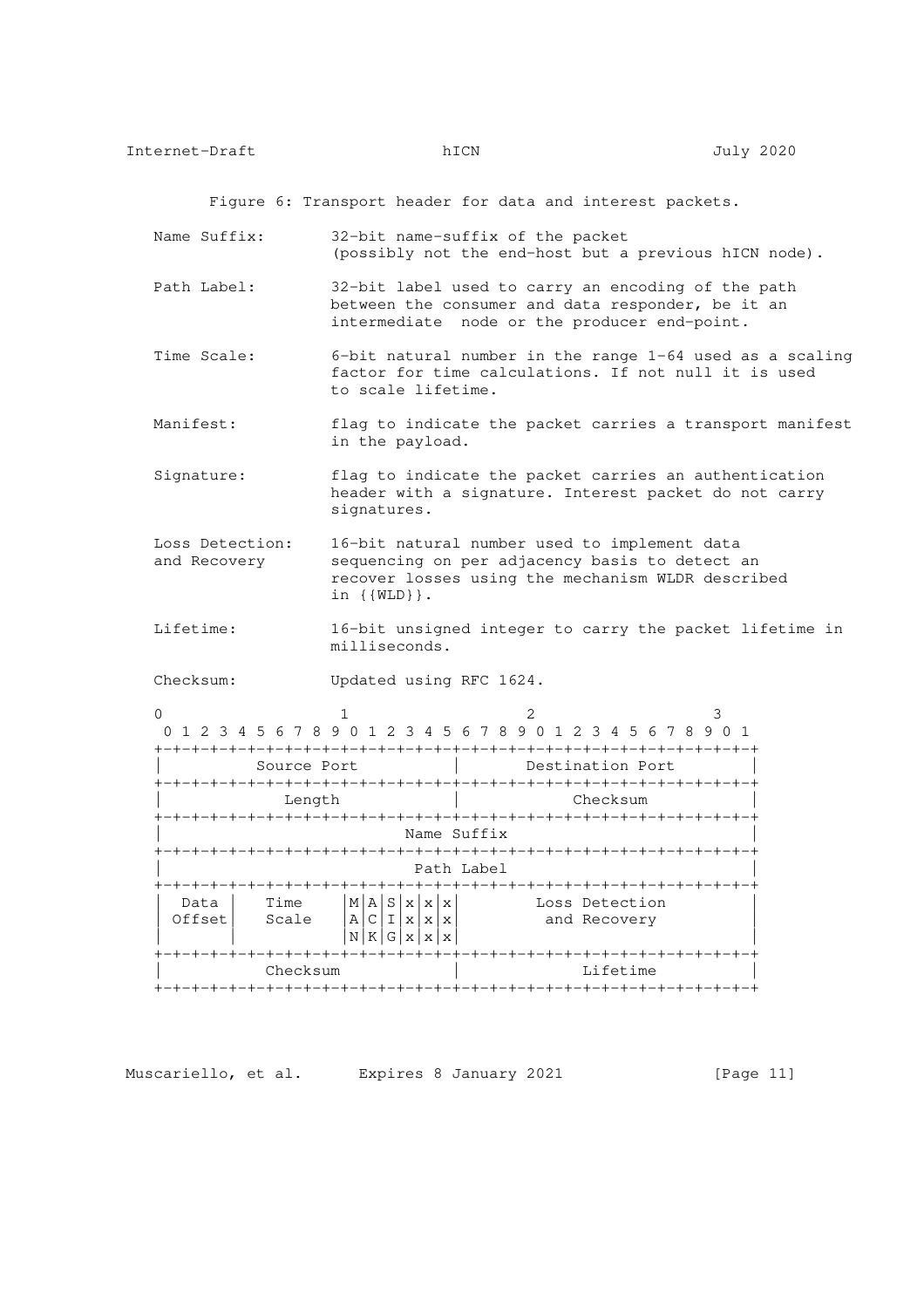Figure 6: Transport header for data and interest packets.

Name Suffix: 32-bit name-suffix of the packet (possibly not the end-host but a previous hICN node).

Path Label: 32-bit label used to carry an encoding of the path between the consumer and data responder, be it an intermediate node or the producer end-point.

Time Scale: 6-bit natural number in the range 1-64 used as a scaling factor for time calculations. If not null it is used to scale lifetime.

Manifest: flag to indicate the packet carries a transport manifest in the payload.

Signature: flag to indicate the packet carries an authentication header with a signature. Interest packet do not carry signatures.

Loss Detection: and Recovery 16-bit natural number used to implement data sequencing on per adjacency basis to detect an recover losses using the mechanism WLDR described in {{WLD}}.

Lifetime: 16-bit unsigned integer to carry the packet lifetime in milliseconds.

Checksum: Updated using RFC 1624.

```
 0                   1                   2                   3
 0 1 2 3 4 5 6 7 8 9 0 1 2 3 4 5 6 7 8 9 0 1 2 3 4 5 6 7 8 9 0 1
+-+-+-+-+-+-+-+-+-+-+-+-+-+-+-+-+-+-+-+-+-+-+-+-+-+-+-+-+-+-+-+-+
|          Source Port          |       Destination Port        |
+-+-+-+-+-+-+-+-+-+-+-+-+-+-+-+-+-+-+-+-+-+-+-+-+-+-+-+-+-+-+-+-+
|             Length            |            Checksum           |
+-+-+-+-+-+-+-+-+-+-+-+-+-+-+-+-+-+-+-+-+-+-+-+-+-+-+-+-+-+-+-+-+
|                          Name Suffix                          |
+-+-+-+-+-+-+-+-+-+-+-+-+-+-+-+-+-+-+-+-+-+-+-+-+-+-+-+-+-+-+-+-+
|                           Path Label                          |
+-+-+-+-+-+-+-+-+-+-+-+-+-+-+-+-+-+-+-+-+-+-+-+-+-+-+-+-+-+-+-+-+
|  Data |   Time    |M|A|S|x|x|x|        Loss Detection         |
| Offset|   Scale   |A|C|I|x|x|x|         and Recovery          |
|       |           |N|K|G|x|x|x|                               |
+-+-+-+-+-+-+-+-+-+-+-+-+-+-+-+-+-+-+-+-+-+-+-+-+-+-+-+-+-+-+-+-+
|            Checksum           |            Lifetime           |
+-+-+-+-+-+-+-+-+-+-+-+-+-+-+-+-+-+-+-+-+-+-+-+-+-+-+-+-+-+-+-+-+
```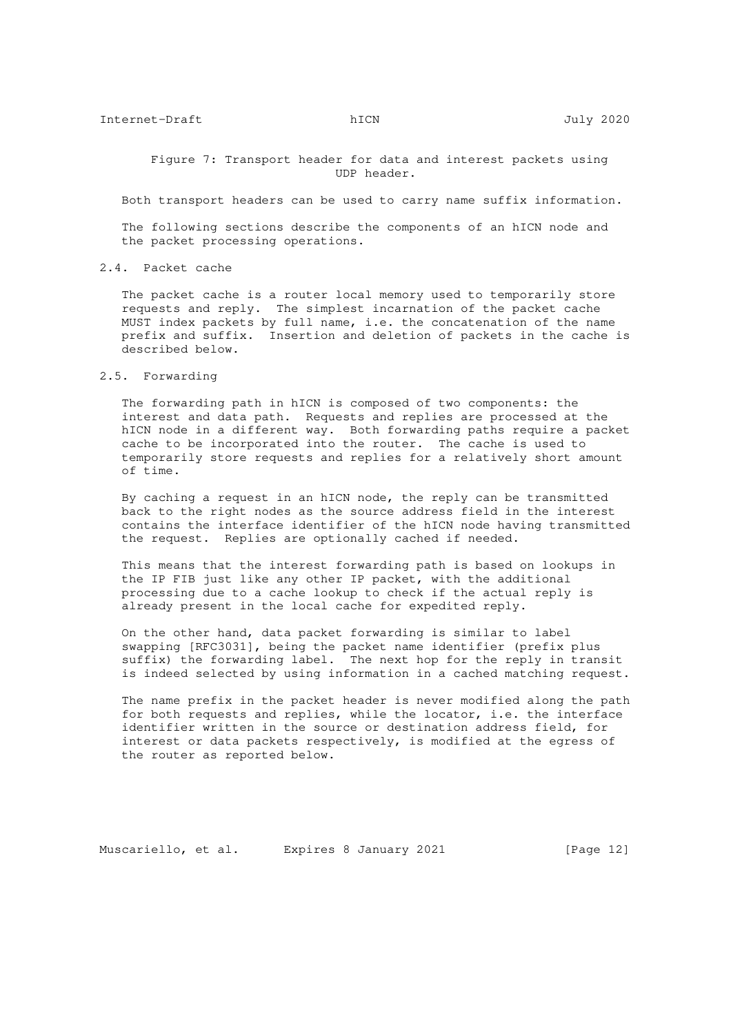Figure 7: Transport header for data and interest packets using UDP header.

Both transport headers can be used to carry name suffix information.

The following sections describe the components of an hICN node and the packet processing operations.

### 2.4. Packet cache

The packet cache is a router local memory used to temporarily store requests and reply. The simplest incarnation of the packet cache MUST index packets by full name, i.e. the concatenation of the name prefix and suffix. Insertion and deletion of packets in the cache is described below.

### 2.5. Forwarding

The forwarding path in hICN is composed of two components: the interest and data path. Requests and replies are processed at the hICN node in a different way. Both forwarding paths require a packet cache to be incorporated into the router. The cache is used to temporarily store requests and replies for a relatively short amount of time.

By caching a request in an hICN node, the reply can be transmitted back to the right nodes as the source address field in the interest contains the interface identifier of the hICN node having transmitted the request. Replies are optionally cached if needed.

This means that the interest forwarding path is based on lookups in the IP FIB just like any other IP packet, with the additional processing due to a cache lookup to check if the actual reply is already present in the local cache for expedited reply.

On the other hand, data packet forwarding is similar to label swapping [RFC3031], being the packet name identifier (prefix plus suffix) the forwarding label. The next hop for the reply in transit is indeed selected by using information in a cached matching request.

The name prefix in the packet header is never modified along the path for both requests and replies, while the locator, i.e. the interface identifier written in the source or destination address field, for interest or data packets respectively, is modified at the egress of the router as reported below.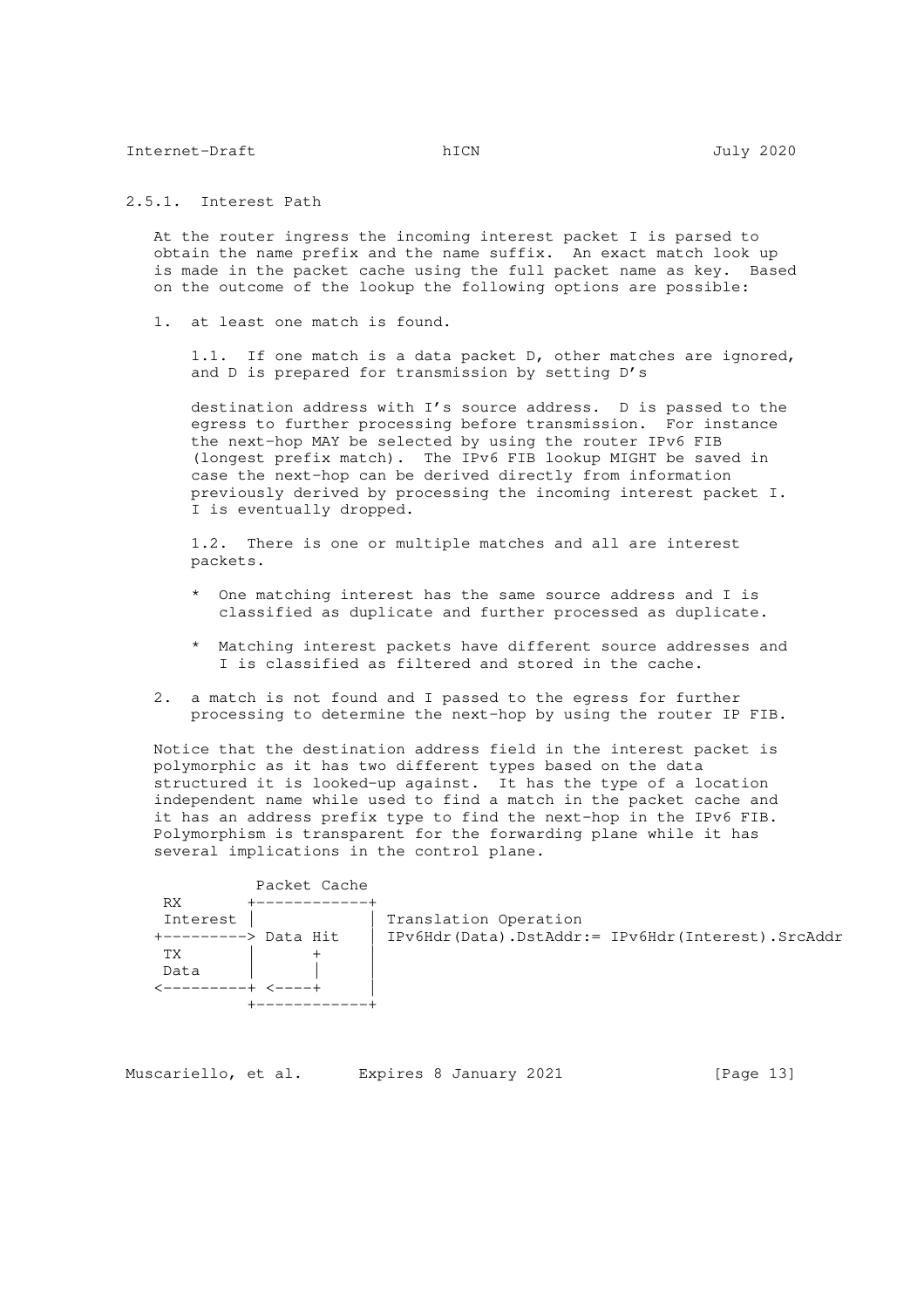### 2.5.1. Interest Path

At the router ingress the incoming interest packet I is parsed to obtain the name prefix and the name suffix. An exact match look up is made in the packet cache using the full packet name as key. Based on the outcome of the lookup the following options are possible:

1. at least one match is found.

   1.1. If one match is a data packet D, other matches are ignored, and D is prepared for transmission by setting D's

   destination address with I's source address. D is passed to the egress to further processing before transmission. For instance the next-hop MAY be selected by using the router IPv6 FIB (longest prefix match). The IPv6 FIB lookup MIGHT be saved in case the next-hop can be derived directly from information previously derived by processing the incoming interest packet I. I is eventually dropped.

   1.2. There is one or multiple matches and all are interest packets.

   * One matching interest has the same source address and I is classified as duplicate and further processed as duplicate.

   * Matching interest packets have different source addresses and I is classified as filtered and stored in the cache.

2. a match is not found and I passed to the egress for further processing to determine the next-hop by using the router IP FIB.

Notice that the destination address field in the interest packet is polymorphic as it has two different types based on the data structured it is looked-up against. It has the type of a location independent name while used to find a match in the packet cache and it has an address prefix type to find the next-hop in the IPv6 FIB. Polymorphism is transparent for the forwarding plane while it has several implications in the control plane.

```
          Packet Cache
 RX       +------------+
 Interest |            | Translation Operation
+---------> Data Hit   | IPv6Hdr(Data).DstAddr:= IPv6Hdr(Interest).SrcAddr
 TX       |       +    |
 Data     |       |    |
<---------+ <-----+    |
          +------------+
```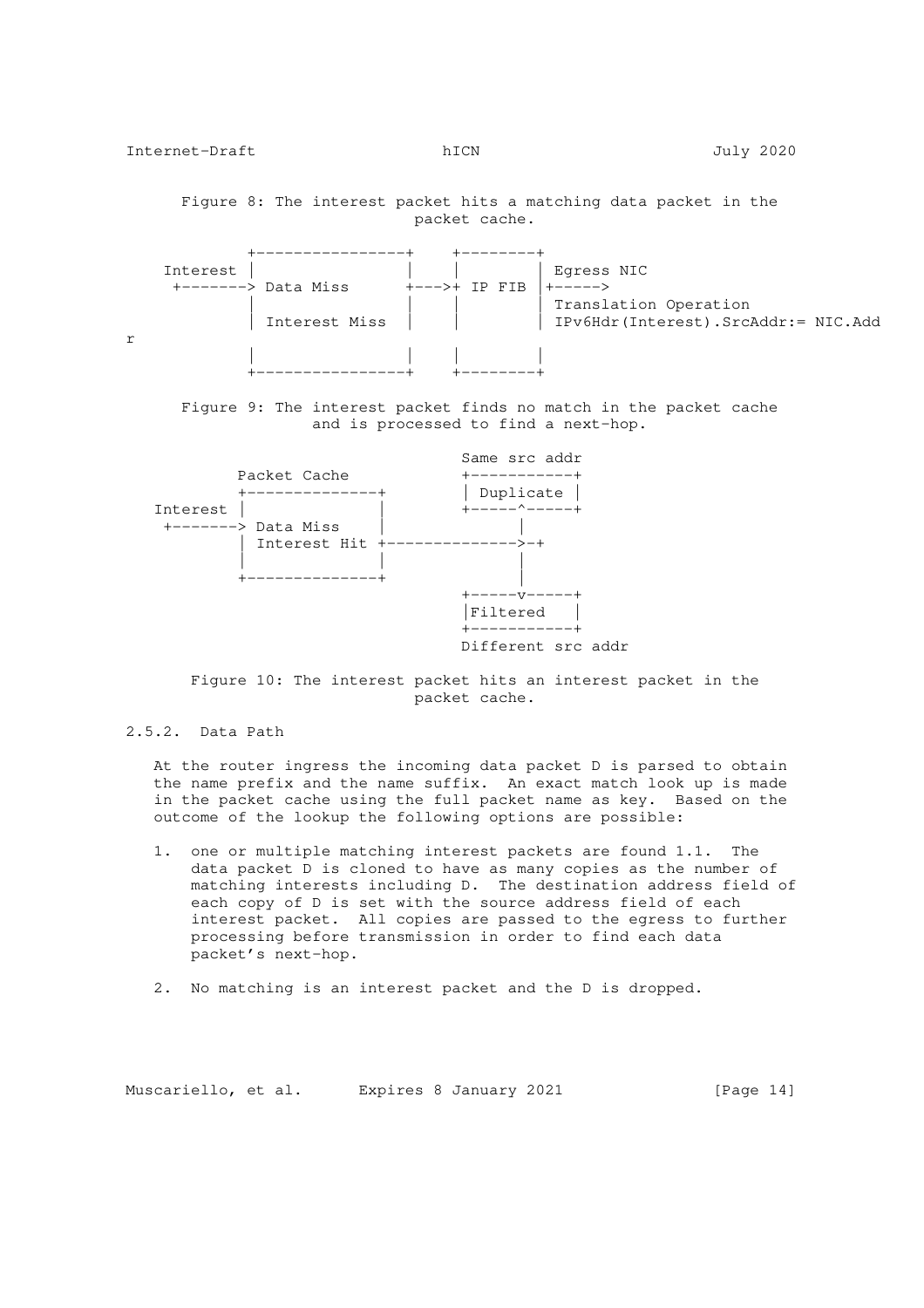Figure 8: The interest packet hits a matching data packet in the packet cache.

```
            +----------------+    +--------+
   Interest |                |    |        | Egress NIC
    +-------> Data Miss      +--->+ IP FIB |+----->
            |                |    |        | Translation Operation
            | Interest Miss  |    |        | IPv6Hdr(Interest).SrcAddr:= NIC.Add
r
            |                |    |        |
            +----------------+    +--------+
```

Figure 9: The interest packet finds no match in the packet cache and is processed to find a next-hop.

```
                                   Same src addr
           Packet Cache           +-----------+
           +--------------+       | Duplicate |
  Interest |              |       +-----^-----+
   +-------> Data Miss    |             |
           | Interest Hit +------------->-+
           |              |             |
           +--------------+             |
                                  +-----v-----+
                                  |Filtered   |
                                  +-----------+
                                  Different src addr
```

Figure 10: The interest packet hits an interest packet in the packet cache.

### 2.5.2. Data Path

At the router ingress the incoming data packet D is parsed to obtain the name prefix and the name suffix. An exact match look up is made in the packet cache using the full packet name as key. Based on the outcome of the lookup the following options are possible:

1. one or multiple matching interest packets are found 1.1. The data packet D is cloned to have as many copies as the number of matching interests including D. The destination address field of each copy of D is set with the source address field of each interest packet. All copies are passed to the egress to further processing before transmission in order to find each data packet's next-hop.

2. No matching is an interest packet and the D is dropped.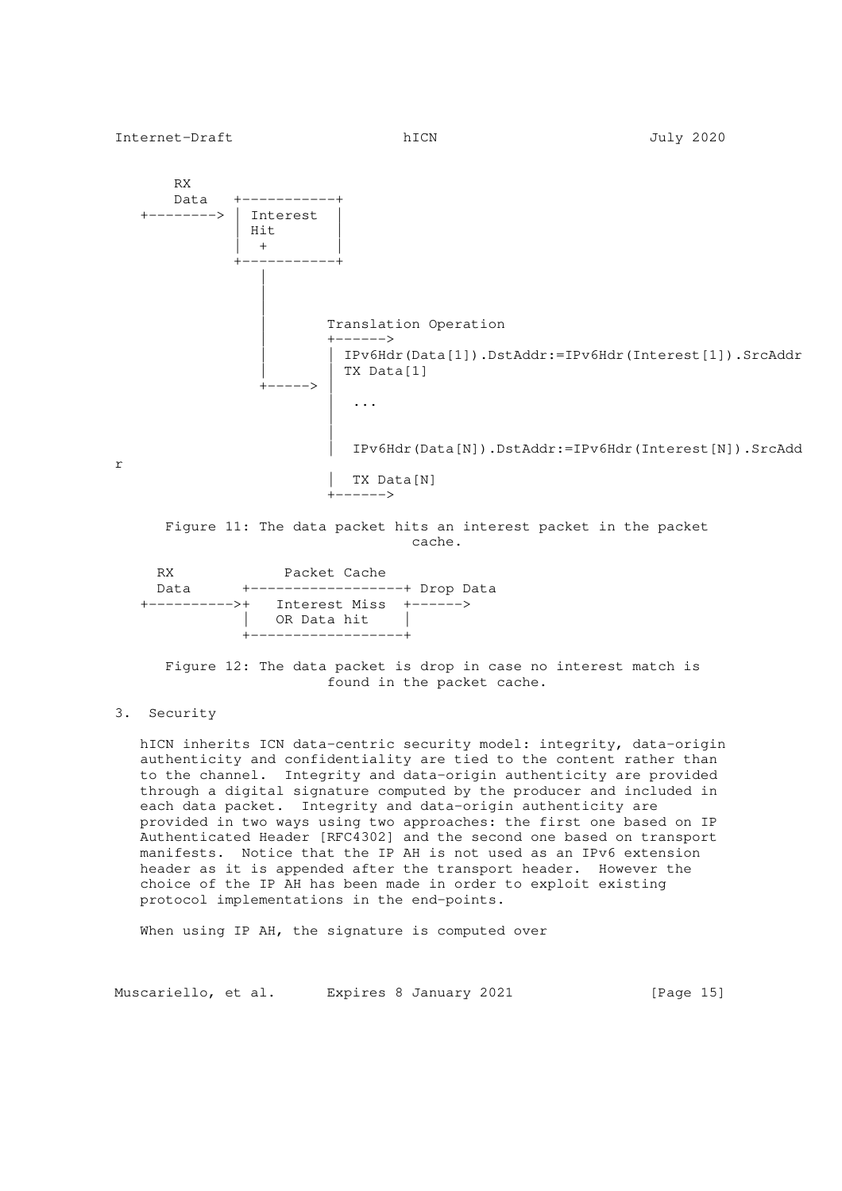```
       RX
       Data   +-----------+
   +--------> | Interest  |
              | Hit       |
              |  +        |
              +-----------+
                 |
                 |
                 |
                 |       Translation Operation
                 |       +------>
                 |       | IPv6Hdr(Data[1]).DstAddr:=IPv6Hdr(Interest[1]).SrcAddr
                 |       | TX Data[1]
                 +-----> |
                         |  ...
                         |
                         |
                         |  IPv6Hdr(Data[N]).DstAddr:=IPv6Hdr(Interest[N]).SrcAdd
r
                         |  TX Data[N]
                         +------>
```

Figure 11: The data packet hits an interest packet in the packet cache.

```
     RX             Packet Cache
     Data      +------------------+ Drop Data
   +---------->+   Interest Miss  +------>
               |   OR Data hit    |
               +------------------+
```

Figure 12: The data packet is drop in case no interest match is found in the packet cache.

## 3. Security

hICN inherits ICN data-centric security model: integrity, data-origin authenticity and confidentiality are tied to the content rather than to the channel. Integrity and data-origin authenticity are provided through a digital signature computed by the producer and included in each data packet. Integrity and data-origin authenticity are provided in two ways using two approaches: the first one based on IP Authenticated Header [RFC4302] and the second one based on transport manifests. Notice that the IP AH is not used as an IPv6 extension header as it is appended after the transport header. However the choice of the IP AH has been made in order to exploit existing protocol implementations in the end-points.

When using IP AH, the signature is computed over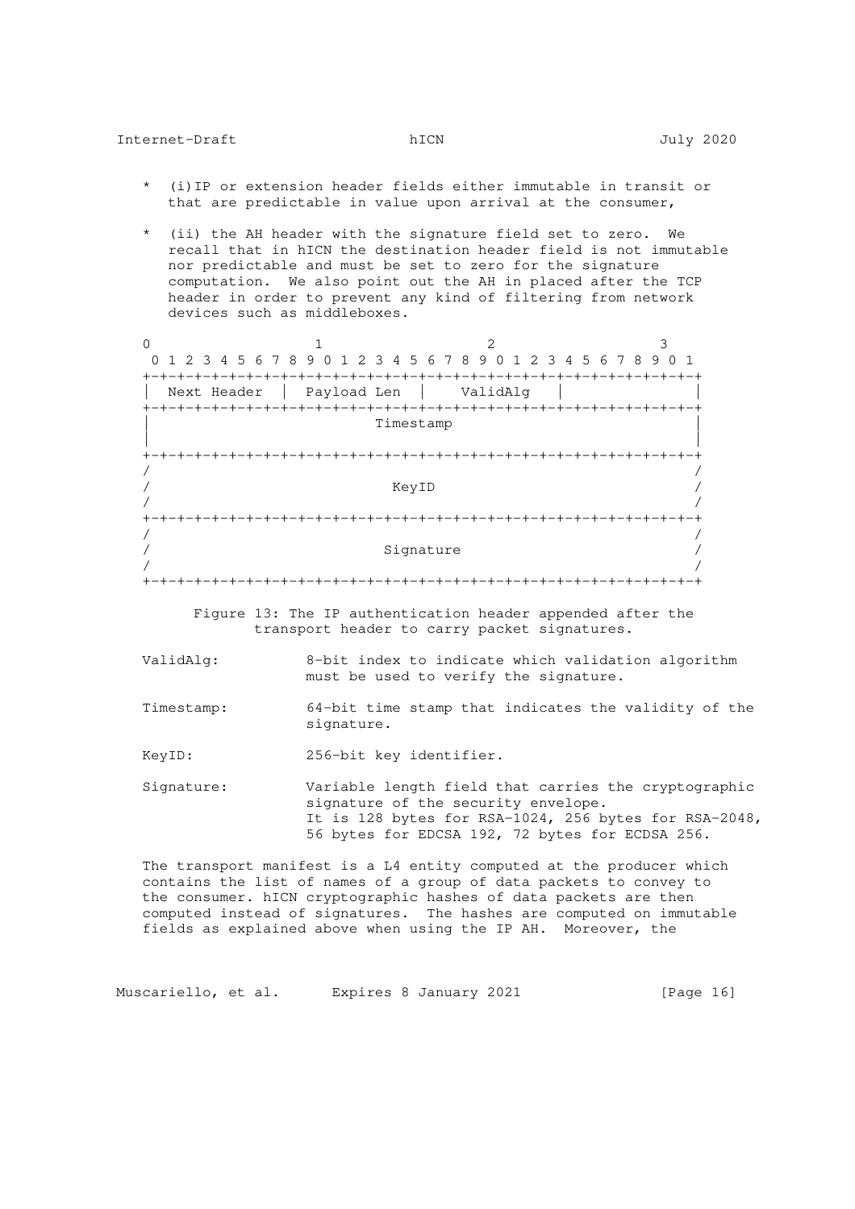* (i)IP or extension header fields either immutable in transit or that are predictable in value upon arrival at the consumer,

* (ii) the AH header with the signature field set to zero. We recall that in hICN the destination header field is not immutable nor predictable and must be set to zero for the signature computation. We also point out the AH in placed after the TCP header in order to prevent any kind of filtering from network devices such as middleboxes.

```
 0                   1                   2                   3
 0 1 2 3 4 5 6 7 8 9 0 1 2 3 4 5 6 7 8 9 0 1 2 3 4 5 6 7 8 9 0 1
+-+-+-+-+-+-+-+-+-+-+-+-+-+-+-+-+-+-+-+-+-+-+-+-+-+-+-+-+-+-+-+-+
|  Next Header  |  Payload Len  |   ValidAlg    |               |
+-+-+-+-+-+-+-+-+-+-+-+-+-+-+-+-+-+-+-+-+-+-+-+-+-+-+-+-+-+-+-+-+
|                           Timestamp                           |
|                                                               |
+-+-+-+-+-+-+-+-+-+-+-+-+-+-+-+-+-+-+-+-+-+-+-+-+-+-+-+-+-+-+-+-+
/                                                               /
/                             KeyID                             /
/                                                               /
+-+-+-+-+-+-+-+-+-+-+-+-+-+-+-+-+-+-+-+-+-+-+-+-+-+-+-+-+-+-+-+-+
/                                                               /
/                            Signature                          /
/                                                               /
+-+-+-+-+-+-+-+-+-+-+-+-+-+-+-+-+-+-+-+-+-+-+-+-+-+-+-+-+-+-+-+-+
```

Figure 13: The IP authentication header appended after the transport header to carry packet signatures.

ValidAlg: 8-bit index to indicate which validation algorithm must be used to verify the signature.

Timestamp: 64-bit time stamp that indicates the validity of the signature.

KeyID: 256-bit key identifier.

Signature: Variable length field that carries the cryptographic signature of the security envelope. It is 128 bytes for RSA-1024, 256 bytes for RSA-2048, 56 bytes for EDCSA 192, 72 bytes for ECDSA 256.

The transport manifest is a L4 entity computed at the producer which contains the list of names of a group of data packets to convey to the consumer. hICN cryptographic hashes of data packets are then computed instead of signatures. The hashes are computed on immutable fields as explained above when using the IP AH. Moreover, the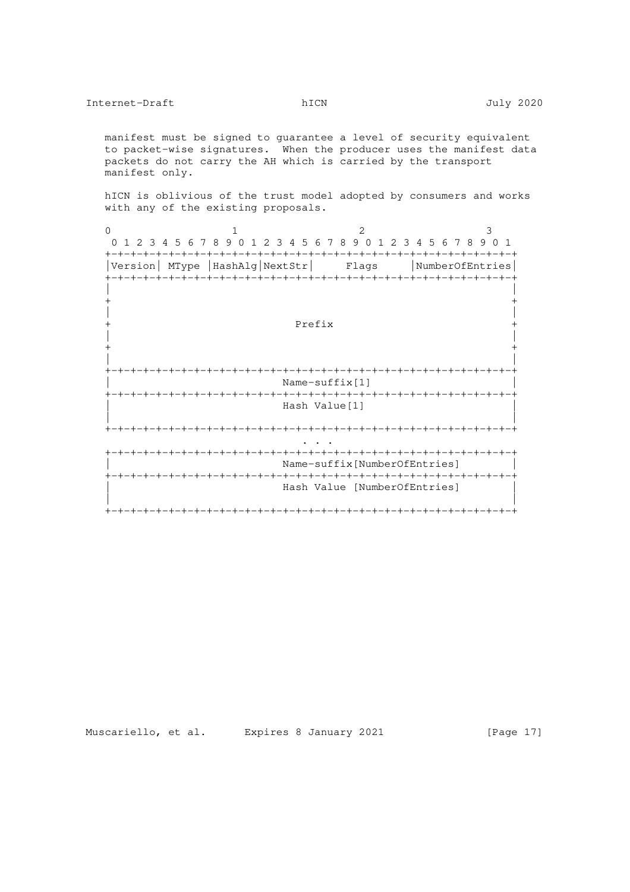manifest must be signed to guarantee a level of security equivalent to packet-wise signatures. When the producer uses the manifest data packets do not carry the AH which is carried by the transport manifest only.

hICN is oblivious of the trust model adopted by consumers and works with any of the existing proposals.

```
 0                   1                   2                   3
 0 1 2 3 4 5 6 7 8 9 0 1 2 3 4 5 6 7 8 9 0 1 2 3 4 5 6 7 8 9 0 1
+-+-+-+-+-+-+-+-+-+-+-+-+-+-+-+-+-+-+-+-+-+-+-+-+-+-+-+-+-+-+-+-+
|Version| MType |HashAlg|NextStr|     Flags     |NumberOfEntries|
+-+-+-+-+-+-+-+-+-+-+-+-+-+-+-+-+-+-+-+-+-+-+-+-+-+-+-+-+-+-+-+-+
|                                                               |
+                                                               +
|                                                               |
+                             Prefix                            +
|                                                               |
+                                                               +
|                                                               |
+-+-+-+-+-+-+-+-+-+-+-+-+-+-+-+-+-+-+-+-+-+-+-+-+-+-+-+-+-+-+-+-+
|                           Name-suffix[1]                      |
+-+-+-+-+-+-+-+-+-+-+-+-+-+-+-+-+-+-+-+-+-+-+-+-+-+-+-+-+-+-+-+-+
|                           Hash Value[1]                       |
|                                                               |
+-+-+-+-+-+-+-+-+-+-+-+-+-+-+-+-+-+-+-+-+-+-+-+-+-+-+-+-+-+-+-+-+
                                . . .
+-+-+-+-+-+-+-+-+-+-+-+-+-+-+-+-+-+-+-+-+-+-+-+-+-+-+-+-+-+-+-+-+
|                           Name-suffix[NumberOfEntries]        |
+-+-+-+-+-+-+-+-+-+-+-+-+-+-+-+-+-+-+-+-+-+-+-+-+-+-+-+-+-+-+-+-+
|                           Hash Value [NumberOfEntries]        |
|                                                               |
+-+-+-+-+-+-+-+-+-+-+-+-+-+-+-+-+-+-+-+-+-+-+-+-+-+-+-+-+-+-+-+-+
```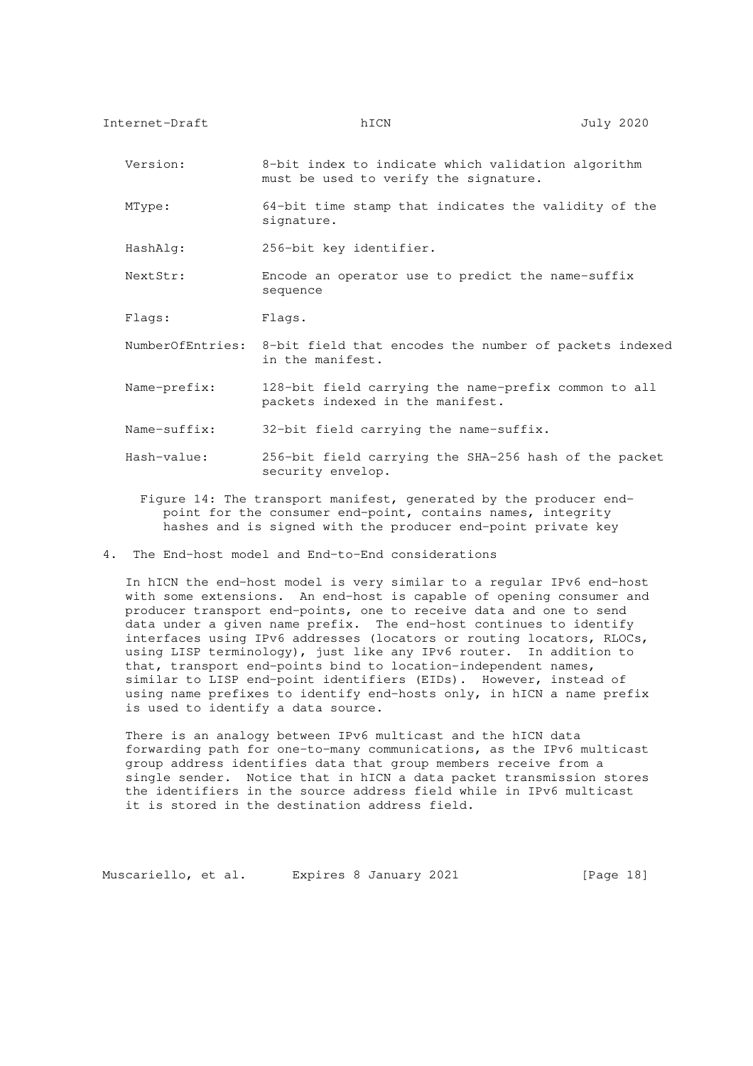Version: 8-bit index to indicate which validation algorithm must be used to verify the signature.

MType: 64-bit time stamp that indicates the validity of the signature.

HashAlg: 256-bit key identifier.

NextStr: Encode an operator use to predict the name-suffix sequence

Flags: Flags.

NumberOfEntries: 8-bit field that encodes the number of packets indexed in the manifest.

Name-prefix: 128-bit field carrying the name-prefix common to all packets indexed in the manifest.

Name-suffix: 32-bit field carrying the name-suffix.

Hash-value: 256-bit field carrying the SHA-256 hash of the packet security envelop.

Figure 14: The transport manifest, generated by the producer end-point for the consumer end-point, contains names, integrity hashes and is signed with the producer end-point private key

## 4. The End-host model and End-to-End considerations

In hICN the end-host model is very similar to a regular IPv6 end-host with some extensions. An end-host is capable of opening consumer and producer transport end-points, one to receive data and one to send data under a given name prefix. The end-host continues to identify interfaces using IPv6 addresses (locators or routing locators, RLOCs, using LISP terminology), just like any IPv6 router. In addition to that, transport end-points bind to location-independent names, similar to LISP end-point identifiers (EIDs). However, instead of using name prefixes to identify end-hosts only, in hICN a name prefix is used to identify a data source.

There is an analogy between IPv6 multicast and the hICN data forwarding path for one-to-many communications, as the IPv6 multicast group address identifies data that group members receive from a single sender. Notice that in hICN a data packet transmission stores the identifiers in the source address field while in IPv6 multicast it is stored in the destination address field.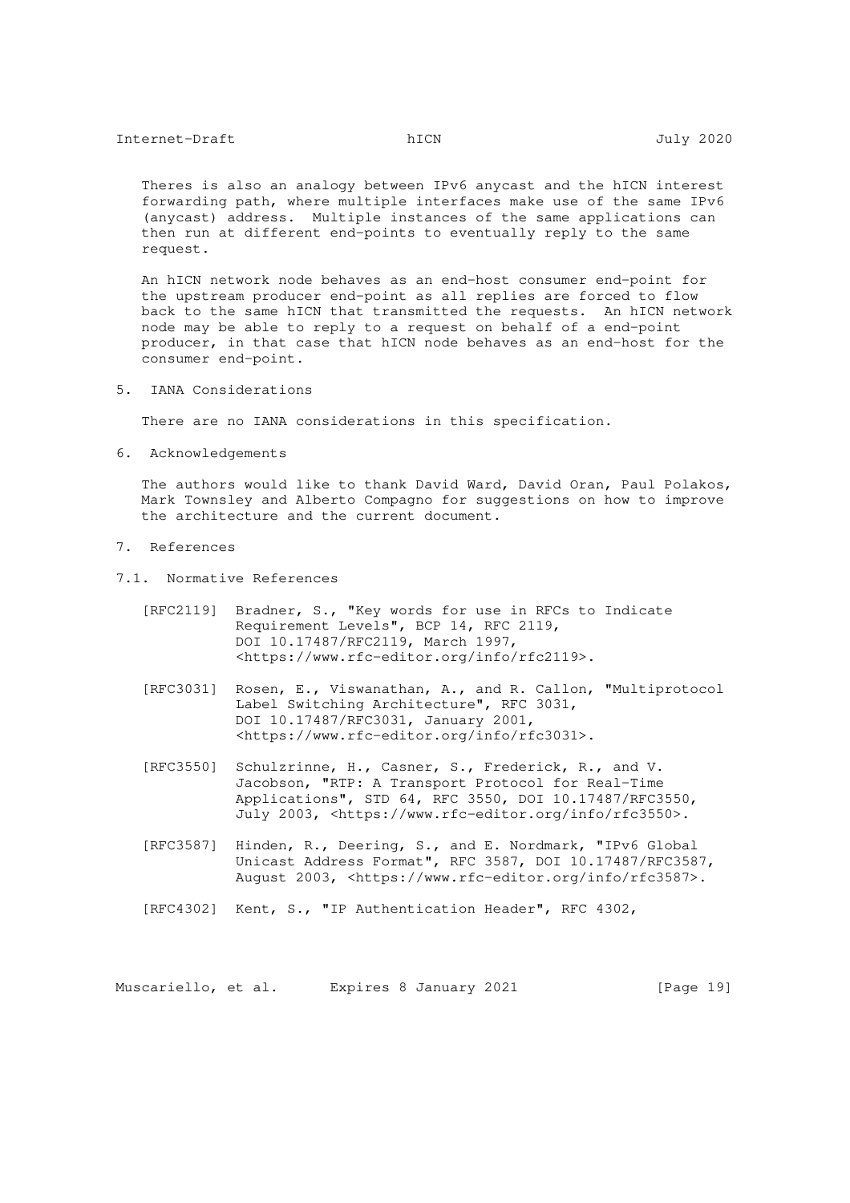Theres is also an analogy between IPv6 anycast and the hICN interest forwarding path, where multiple interfaces make use of the same IPv6 (anycast) address. Multiple instances of the same applications can then run at different end-points to eventually reply to the same request.

An hICN network node behaves as an end-host consumer end-point for the upstream producer end-point as all replies are forced to flow back to the same hICN that transmitted the requests. An hICN network node may be able to reply to a request on behalf of a end-point producer, in that case that hICN node behaves as an end-host for the consumer end-point.

## 5. IANA Considerations

There are no IANA considerations in this specification.

## 6. Acknowledgements

The authors would like to thank David Ward, David Oran, Paul Polakos, Mark Townsley and Alberto Compagno for suggestions on how to improve the architecture and the current document.

## 7. References

### 7.1. Normative References

[RFC2119] Bradner, S., "Key words for use in RFCs to Indicate Requirement Levels", BCP 14, RFC 2119, DOI 10.17487/RFC2119, March 1997, <https://www.rfc-editor.org/info/rfc2119>.

[RFC3031] Rosen, E., Viswanathan, A., and R. Callon, "Multiprotocol Label Switching Architecture", RFC 3031, DOI 10.17487/RFC3031, January 2001, <https://www.rfc-editor.org/info/rfc3031>.

[RFC3550] Schulzrinne, H., Casner, S., Frederick, R., and V. Jacobson, "RTP: A Transport Protocol for Real-Time Applications", STD 64, RFC 3550, DOI 10.17487/RFC3550, July 2003, <https://www.rfc-editor.org/info/rfc3550>.

[RFC3587] Hinden, R., Deering, S., and E. Nordmark, "IPv6 Global Unicast Address Format", RFC 3587, DOI 10.17487/RFC3587, August 2003, <https://www.rfc-editor.org/info/rfc3587>.

[RFC4302] Kent, S., "IP Authentication Header", RFC 4302,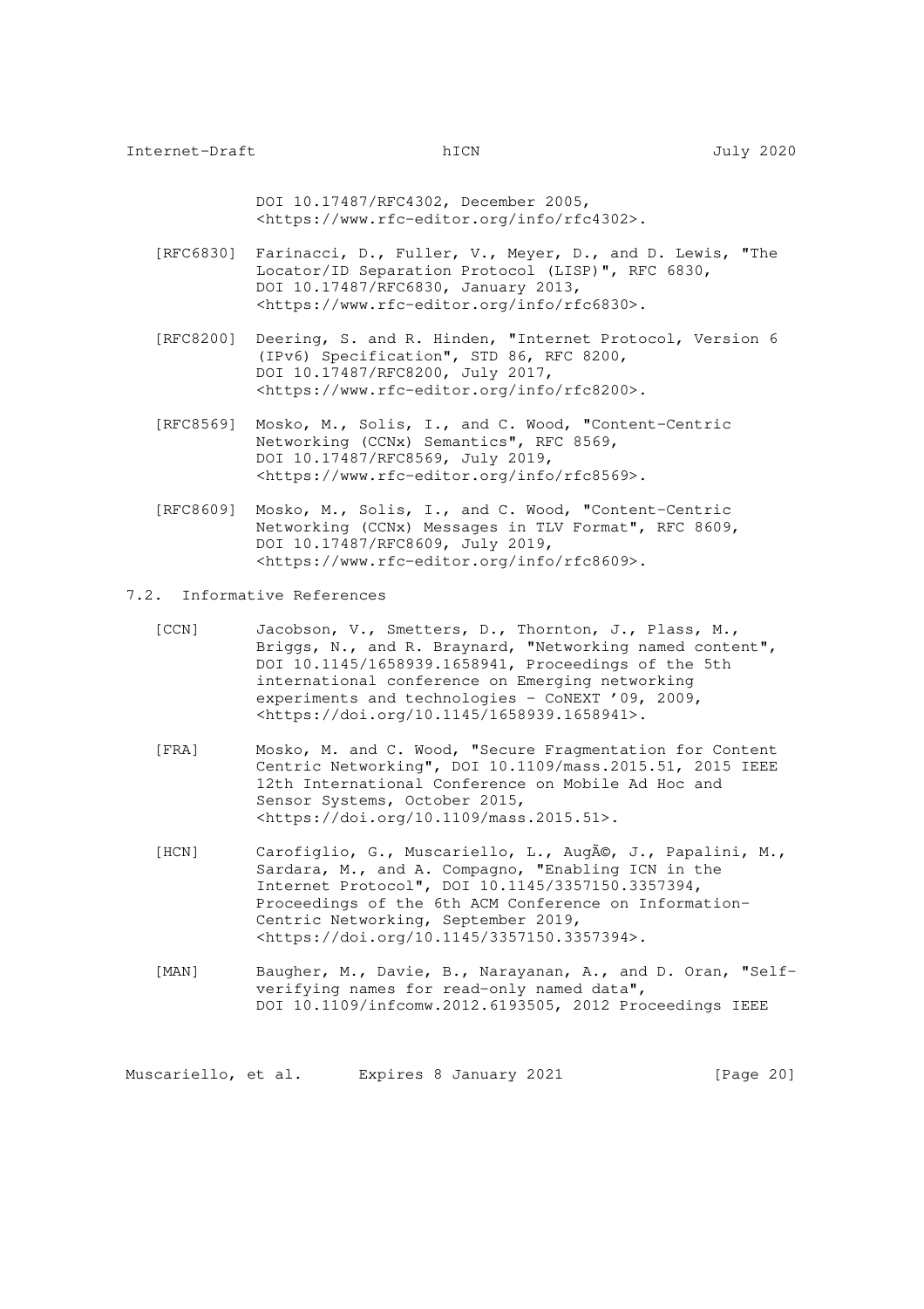DOI 10.17487/RFC4302, December 2005, <https://www.rfc-editor.org/info/rfc4302>.

[RFC6830] Farinacci, D., Fuller, V., Meyer, D., and D. Lewis, "The Locator/ID Separation Protocol (LISP)", RFC 6830, DOI 10.17487/RFC6830, January 2013, <https://www.rfc-editor.org/info/rfc6830>.

[RFC8200] Deering, S. and R. Hinden, "Internet Protocol, Version 6 (IPv6) Specification", STD 86, RFC 8200, DOI 10.17487/RFC8200, July 2017, <https://www.rfc-editor.org/info/rfc8200>.

[RFC8569] Mosko, M., Solis, I., and C. Wood, "Content-Centric Networking (CCNx) Semantics", RFC 8569, DOI 10.17487/RFC8569, July 2019, <https://www.rfc-editor.org/info/rfc8569>.

[RFC8609] Mosko, M., Solis, I., and C. Wood, "Content-Centric Networking (CCNx) Messages in TLV Format", RFC 8609, DOI 10.17487/RFC8609, July 2019, <https://www.rfc-editor.org/info/rfc8609>.

## 7.2. Informative References

[CCN] Jacobson, V., Smetters, D., Thornton, J., Plass, M., Briggs, N., and R. Braynard, "Networking named content", DOI 10.1145/1658939.1658941, Proceedings of the 5th international conference on Emerging networking experiments and technologies - CoNEXT '09, 2009, <https://doi.org/10.1145/1658939.1658941>.

[FRA] Mosko, M. and C. Wood, "Secure Fragmentation for Content Centric Networking", DOI 10.1109/mass.2015.51, 2015 IEEE 12th International Conference on Mobile Ad Hoc and Sensor Systems, October 2015, <https://doi.org/10.1109/mass.2015.51>.

[HCN] Carofiglio, G., Muscariello, L., AugÃ©, J., Papalini, M., Sardara, M., and A. Compagno, "Enabling ICN in the Internet Protocol", DOI 10.1145/3357150.3357394, Proceedings of the 6th ACM Conference on Information-Centric Networking, September 2019, <https://doi.org/10.1145/3357150.3357394>.

[MAN] Baugher, M., Davie, B., Narayanan, A., and D. Oran, "Self-verifying names for read-only named data", DOI 10.1109/infcomw.2012.6193505, 2012 Proceedings IEEE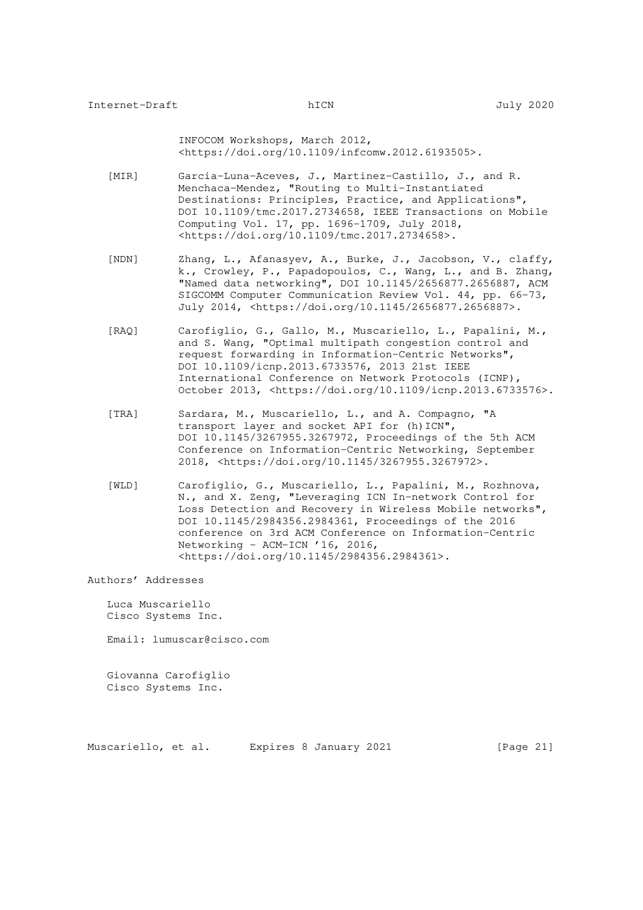INFOCOM Workshops, March 2012, <https://doi.org/10.1109/infcomw.2012.6193505>.

[MIR] Garcia-Luna-Aceves, J., Martinez-Castillo, J., and R. Menchaca-Mendez, "Routing to Multi-Instantiated Destinations: Principles, Practice, and Applications", DOI 10.1109/tmc.2017.2734658, IEEE Transactions on Mobile Computing Vol. 17, pp. 1696-1709, July 2018, <https://doi.org/10.1109/tmc.2017.2734658>.

[NDN] Zhang, L., Afanasyev, A., Burke, J., Jacobson, V., claffy, k., Crowley, P., Papadopoulos, C., Wang, L., and B. Zhang, "Named data networking", DOI 10.1145/2656877.2656887, ACM SIGCOMM Computer Communication Review Vol. 44, pp. 66-73, July 2014, <https://doi.org/10.1145/2656877.2656887>.

[RAQ] Carofiglio, G., Gallo, M., Muscariello, L., Papalini, M., and S. Wang, "Optimal multipath congestion control and request forwarding in Information-Centric Networks", DOI 10.1109/icnp.2013.6733576, 2013 21st IEEE International Conference on Network Protocols (ICNP), October 2013, <https://doi.org/10.1109/icnp.2013.6733576>.

[TRA] Sardara, M., Muscariello, L., and A. Compagno, "A transport layer and socket API for (h)ICN", DOI 10.1145/3267955.3267972, Proceedings of the 5th ACM Conference on Information-Centric Networking, September 2018, <https://doi.org/10.1145/3267955.3267972>.

[WLD] Carofiglio, G., Muscariello, L., Papalini, M., Rozhnova, N., and X. Zeng, "Leveraging ICN In-network Control for Loss Detection and Recovery in Wireless Mobile networks", DOI 10.1145/2984356.2984361, Proceedings of the 2016 conference on 3rd ACM Conference on Information-Centric Networking - ACM-ICN '16, 2016, <https://doi.org/10.1145/2984356.2984361>.

## Authors' Addresses

Luca Muscariello
Cisco Systems Inc.

Email: lumuscar@cisco.com

Giovanna Carofiglio
Cisco Systems Inc.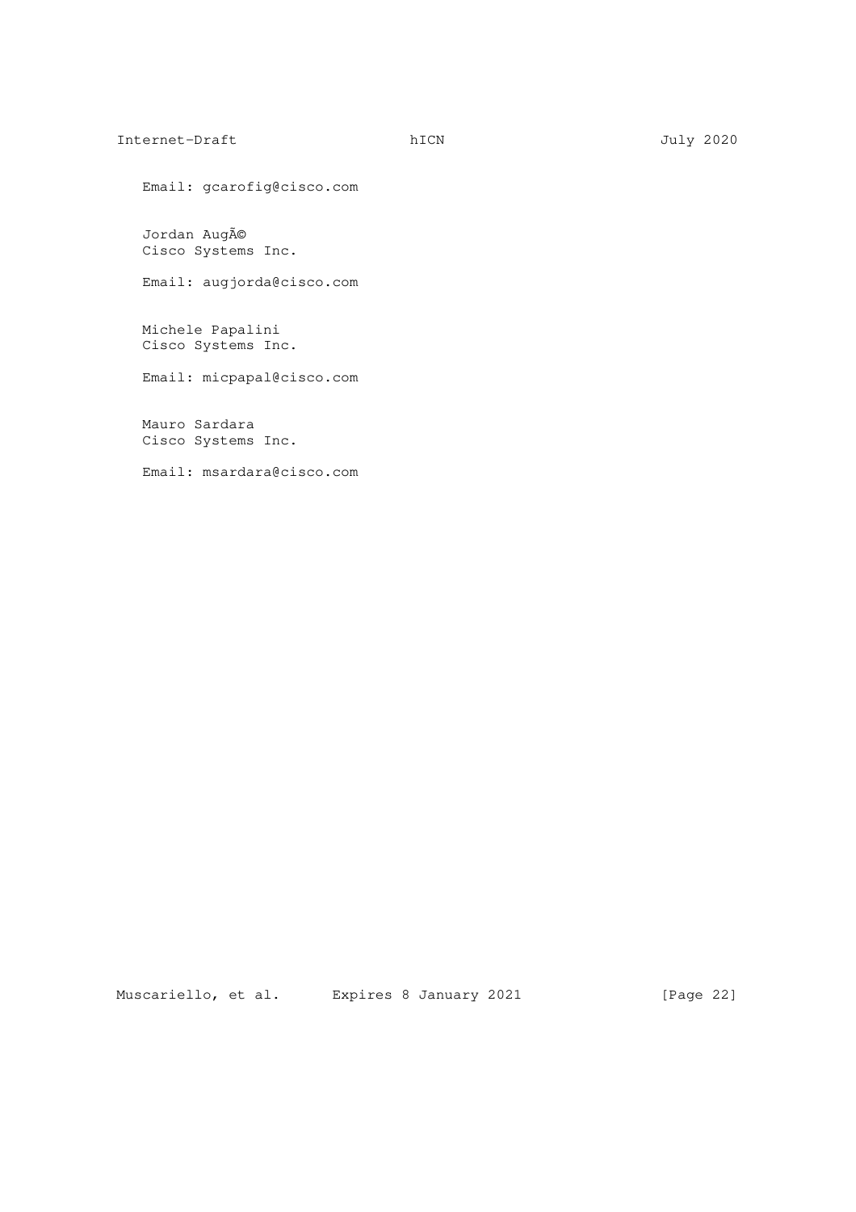Email: gcarofig@cisco.com

Jordan AugÃ©
Cisco Systems Inc.

Email: augjorda@cisco.com

Michele Papalini
Cisco Systems Inc.

Email: micpapal@cisco.com

Mauro Sardara
Cisco Systems Inc.

Email: msardara@cisco.com